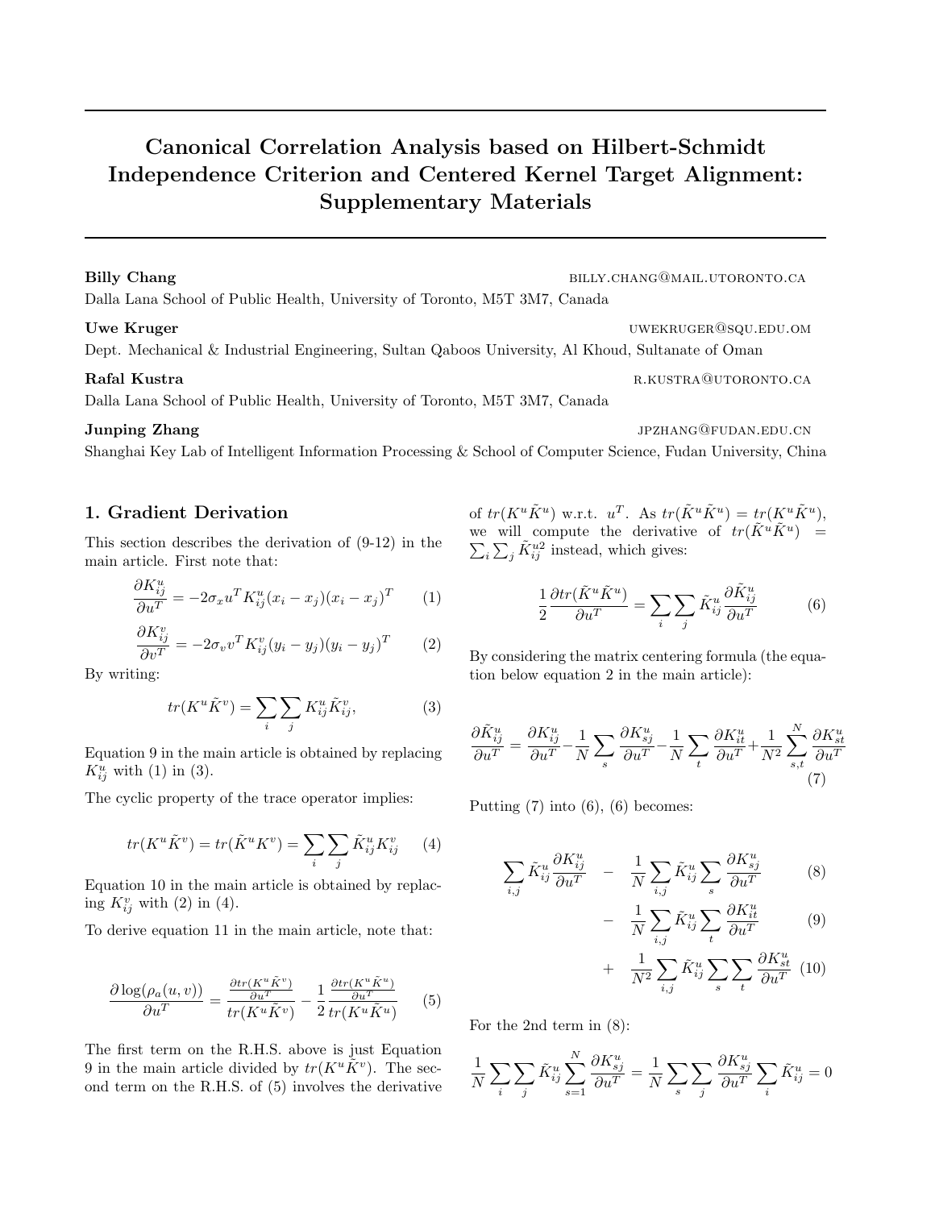# Canonical Correlation Analysis based on Hilbert-Schmidt Independence Criterion and Centered Kernel Target Alignment: Supplementary Materials

**Billy Chang** BILLY.CHANG@MAIL.UTORONTO.CA
Dalla Lana School of Public Health, University of Toronto, M5T 3M7, Canada

**Uwe Kruger** UWEKRUGER@SQU.EDU.OM
Dept. Mechanical & Industrial Engineering, Sultan Qaboos University, Al Khoud, Sultanate of Oman

**Rafal Kustra** R.KUSTRA@UTORONTO.CA
Dalla Lana School of Public Health, University of Toronto, M5T 3M7, Canada

**Junping Zhang** JPZHANG@FUDAN.EDU.CN
Shanghai Key Lab of Intelligent Information Processing & School of Computer Science, Fudan University, China

## 1. Gradient Derivation

This section describes the derivation of (9-12) in the main article. First note that:

$$\frac{\partial K^u_{ij}}{\partial u^T} = -2\sigma_x u^T K^u_{ij}(x_i - x_j)(x_i - x_j)^T \tag{1}$$

$$\frac{\partial K^v_{ij}}{\partial v^T} = -2\sigma_v v^T K^v_{ij}(y_i - y_j)(y_i - y_j)^T \tag{2}$$

By writing:

$$tr(K^u \tilde{K}^v) = \sum_i \sum_j K^u_{ij} \tilde{K}^v_{ij}, \tag{3}$$

Equation 9 in the main article is obtained by replacing $K^u_{ij}$ with (1) in (3).

The cyclic property of the trace operator implies:

$$tr(K^u \tilde{K}^v) = tr(\tilde{K}^u K^v) = \sum_i \sum_j \tilde{K}^u_{ij} K^v_{ij} \tag{4}$$

Equation 10 in the main article is obtained by replacing $K^v_{ij}$ with (2) in (4).

To derive equation 11 in the main article, note that:

$$\frac{\partial \log(\rho_a(u,v))}{\partial u^T} = \frac{\frac{\partial tr(K^u \tilde{K}^v)}{\partial u^T}}{tr(K^u \tilde{K}^v)} - \frac{1}{2} \frac{\frac{\partial tr(K^u \tilde{K}^u)}{\partial u^T}}{tr(K^u \tilde{K}^u)} \tag{5}$$

The first term on the R.H.S. above is just Equation 9 in the main article divided by $tr(K^u \tilde{K}^v)$. The second term on the R.H.S. of (5) involves the derivative of $tr(K^u \tilde{K}^u)$ w.r.t. $u^T$. As $tr(\tilde{K}^u \tilde{K}^u) = tr(K^u \tilde{K}^u)$, we will compute the derivative of $tr(\tilde{K}^u \tilde{K}^u) = \sum_i \sum_j \tilde{K}^{u2}_{ij}$ instead, which gives:

$$\frac{1}{2} \frac{\partial tr(\tilde{K}^u \tilde{K}^u)}{\partial u^T} = \sum_i \sum_j \tilde{K}^u_{ij} \frac{\partial \tilde{K}^u_{ij}}{\partial u^T} \tag{6}$$

By considering the matrix centering formula (the equation below equation 2 in the main article):

$$\frac{\partial \tilde{K}^u_{ij}}{\partial u^T} = \frac{\partial K^u_{ij}}{\partial u^T} - \frac{1}{N} \sum_s \frac{\partial K^u_{sj}}{\partial u^T} - \frac{1}{N} \sum_t \frac{\partial K^u_{it}}{\partial u^T} + \frac{1}{N^2} \sum_{s,t}^N \frac{\partial K^u_{st}}{\partial u^T} \tag{7}$$

Putting (7) into (6), (6) becomes:

$$\sum_{i,j} \tilde{K}^u_{ij} \frac{\partial K^u_{ij}}{\partial u^T} \quad - \quad \frac{1}{N} \sum_{i,j} \tilde{K}^u_{ij} \sum_s \frac{\partial K^u_{sj}}{\partial u^T} \tag{8}$$

$$- \quad \frac{1}{N} \sum_{i,j} \tilde{K}^u_{ij} \sum_t \frac{\partial K^u_{it}}{\partial u^T} \tag{9}$$

$$+ \quad \frac{1}{N^2} \sum_{i,j} \tilde{K}^u_{ij} \sum_s \sum_t \frac{\partial K^u_{st}}{\partial u^T} \tag{10}$$

For the 2nd term in (8):

$$\frac{1}{N} \sum_i \sum_j \tilde{K}^u_{ij} \sum_{s=1}^N \frac{\partial K^u_{sj}}{\partial u^T} = \frac{1}{N} \sum_s \sum_j \frac{\partial K^u_{sj}}{\partial u^T} \sum_i \tilde{K}^u_{ij} = 0$$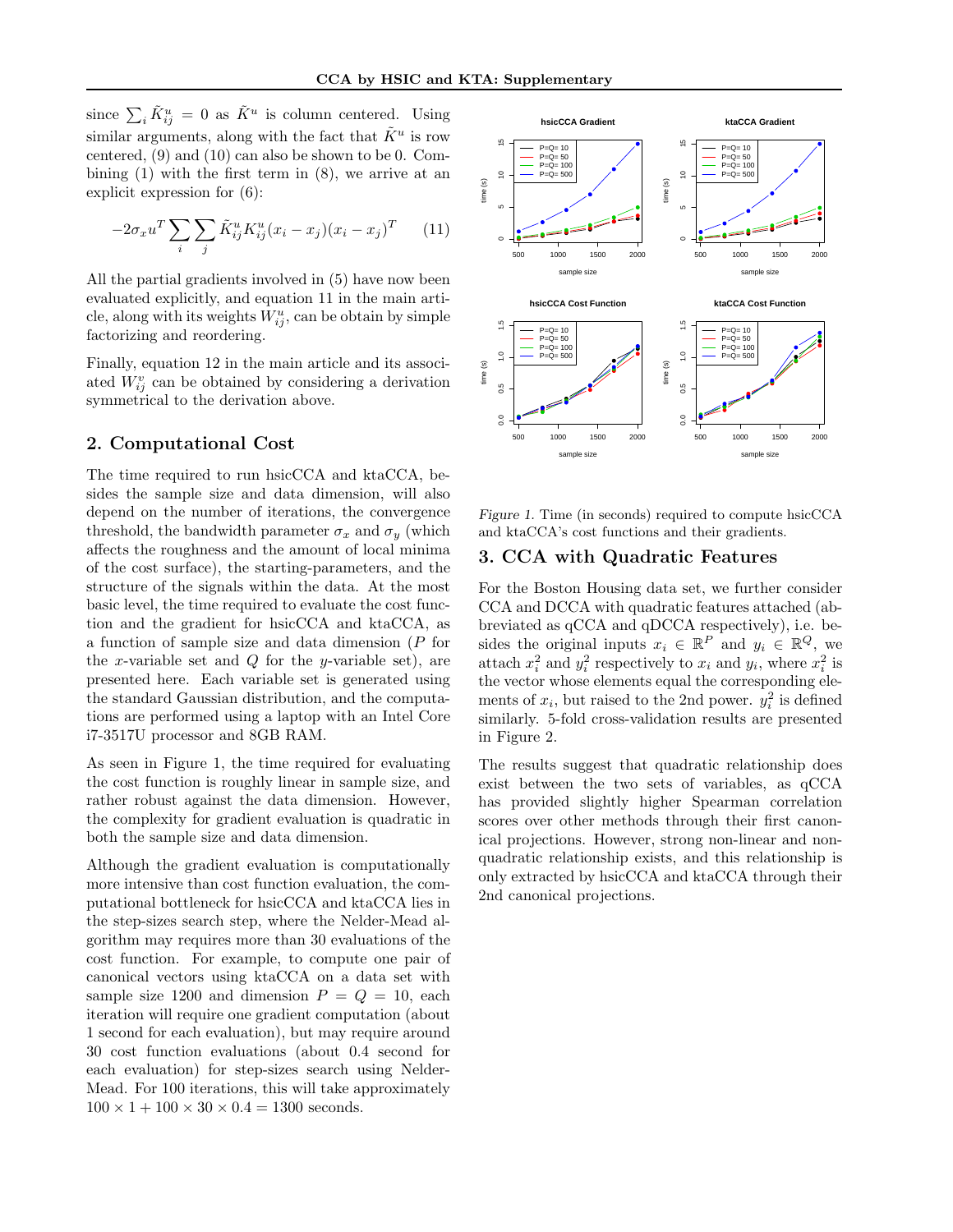since $\sum_i \tilde{K}^u_{ij} = 0$ as $\tilde{K}^u$ is column centered. Using similar arguments, along with the fact that $\tilde{K}^u$ is row centered, (9) and (10) can also be shown to be 0. Combining (1) with the first term in (8), we arrive at an explicit expression for (6):

$$-2\sigma_x u^T \sum_i \sum_j \tilde{K}^u_{ij} K^u_{ij} (x_i - x_j)(x_i - x_j)^T \qquad (11)$$

All the partial gradients involved in (5) have now been evaluated explicitly, and equation 11 in the main article, along with its weights $W^u_{ij}$, can be obtain by simple factorizing and reordering.

Finally, equation 12 in the main article and its associated $W^v_{ij}$ can be obtained by considering a derivation symmetrical to the derivation above.

## 2. Computational Cost

The time required to run hsicCCA and ktaCCA, besides the sample size and data dimension, will also depend on the number of iterations, the convergence threshold, the bandwidth parameter $\sigma_x$ and $\sigma_y$ (which affects the roughness and the amount of local minima of the cost surface), the starting-parameters, and the structure of the signals within the data. At the most basic level, the time required to evaluate the cost function and the gradient for hsicCCA and ktaCCA, as a function of sample size and data dimension ($P$ for the $x$-variable set and $Q$ for the $y$-variable set), are presented here. Each variable set is generated using the standard Gaussian distribution, and the computations are performed using a laptop with an Intel Core i7-3517U processor and 8GB RAM.

As seen in Figure 1, the time required for evaluating the cost function is roughly linear in sample size, and rather robust against the data dimension. However, the complexity for gradient evaluation is quadratic in both the sample size and data dimension.

Although the gradient evaluation is computationally more intensive than cost function evaluation, the computational bottleneck for hsicCCA and ktaCCA lies in the step-sizes search step, where the Nelder-Mead algorithm may requires more than 30 evaluations of the cost function. For example, to compute one pair of canonical vectors using ktaCCA on a data set with sample size 1200 and dimension $P = Q = 10$, each iteration will require one gradient computation (about 1 second for each evaluation), but may require around 30 cost function evaluations (about 0.4 second for each evaluation) for step-sizes search using Nelder-Mead. For 100 iterations, this will take approximately $100 \times 1 + 100 \times 30 \times 0.4 = 1300$ seconds.

*Figure 1.* Time (in seconds) required to compute hsicCCA and ktaCCA's cost functions and their gradients.

## 3. CCA with Quadratic Features

For the Boston Housing data set, we further consider CCA and DCCA with quadratic features attached (abbreviated as qCCA and qDCCA respectively), i.e. besides the original inputs $x_i \in \mathbb{R}^P$ and $y_i \in \mathbb{R}^Q$, we attach $x_i^2$ and $y_i^2$ respectively to $x_i$ and $y_i$, where $x_i^2$ is the vector whose elements equal the corresponding elements of $x_i$, but raised to the 2nd power. $y_i^2$ is defined similarly. 5-fold cross-validation results are presented in Figure 2.

The results suggest that quadratic relationship does exist between the two sets of variables, as qCCA has provided slightly higher Spearman correlation scores over other methods through their first canonical projections. However, strong non-linear and non-quadratic relationship exists, and this relationship is only extracted by hsicCCA and ktaCCA through their 2nd canonical projections.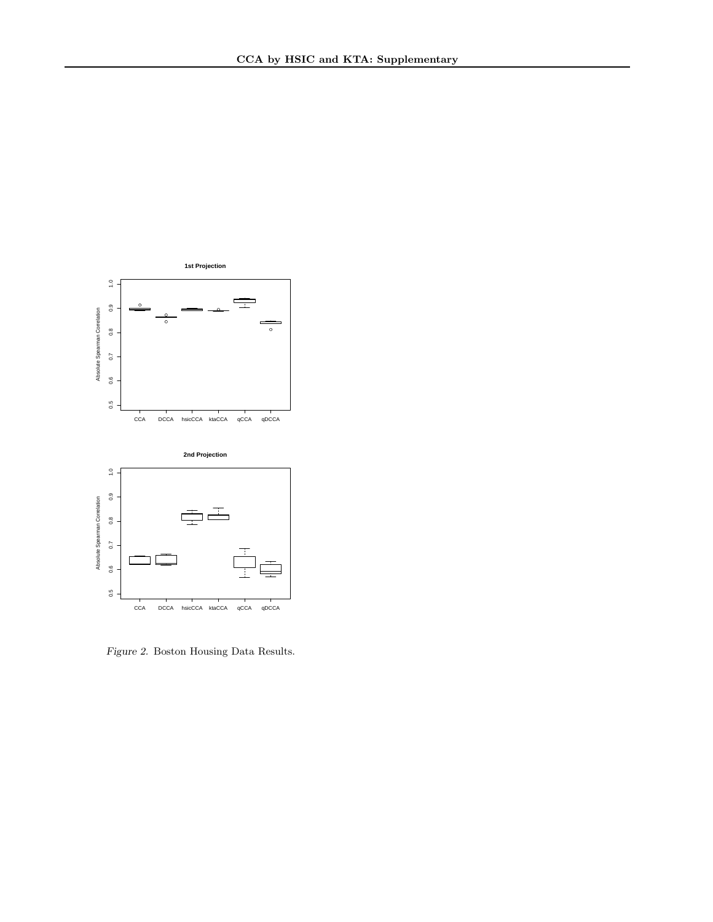1st Projection

Absolute Spearman Correlation

1.0
0.9
0.8
0.7
0.6
0.5

CCA DCCA hsicCCA ktaCCA qCCA qDCCA

2nd Projection

Absolute Spearman Correlation

1.0
0.9
0.8
0.7
0.6
0.5

CCA DCCA hsicCCA ktaCCA qCCA qDCCA

*Figure 2.* Boston Housing Data Results.